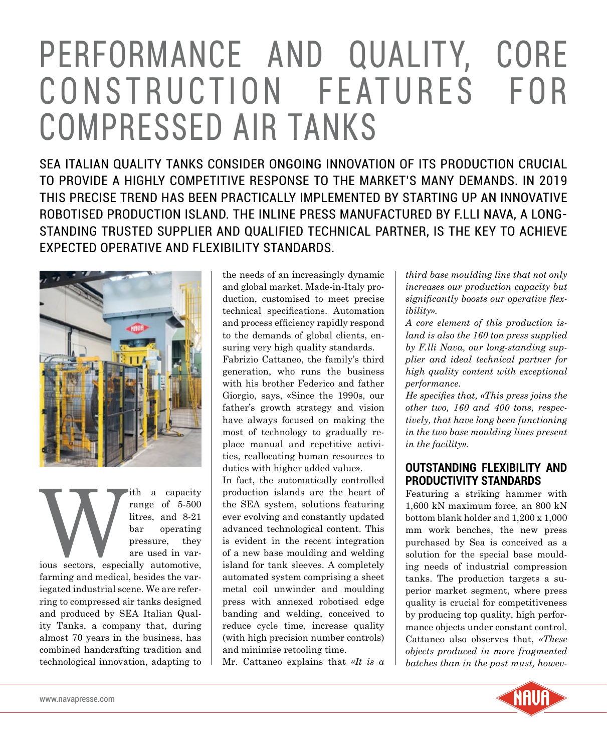# PERFORMANCE AND QUALITY, CORE CONSTRUCTION FEATURES FOR COMPRESSED AIR TANKS

SEA ITALIAN QUALITY TANKS CONSIDER ONGOING INNOVATION OF ITS PRODUCTION CRUCIAL TO PROVIDE A HIGHLY COMPETITIVE RESPONSE TO THE MARKET'S MANY DEMANDS. IN 2019 THIS PRECISE TREND HAS BEEN PRACTICALLY IMPLEMENTED BY STARTING UP AN INNOVATIVE ROBOTISED PRODUCTION ISLAND. THE INLINE PRESS MANUFACTURED BY F.LLI NAVA, A LONG-STANDING TRUSTED SUPPLIER AND QUALIFIED TECHNICAL PARTNER, IS THE KEY TO ACHIEVE EXPECTED OPERATIVE AND FLEXIBILITY STANDARDS.

With a capacity range of 5-500 litres, and 8-21 bar operating pressure, they are used in various sectors, especially automotive, farming and medical, besides the variegated industrial scene. We are referring to compressed air tanks designed and produced by SEA Italian Quality Tanks, a company that, during almost 70 years in the business, has combined handcrafting tradition and technological innovation, adapting to the needs of an increasingly dynamic and global market. Made-in-Italy production, customised to meet precise technical specifications. Automation and process efficiency rapidly respond to the demands of global clients, ensuring very high quality standards.

Fabrizio Cattaneo, the family's third generation, who runs the business with his brother Federico and father Giorgio, says, «Since the 1990s, our father's growth strategy and vision have always focused on making the most of technology to gradually replace manual and repetitive activities, reallocating human resources to duties with higher added value».

In fact, the automatically controlled production islands are the heart of the SEA system, solutions featuring ever evolving and constantly updated advanced technological content. This is evident in the recent integration of a new base moulding and welding island for tank sleeves. A completely automated system comprising a sheet metal coil unwinder and moulding press with annexed robotised edge banding and welding, conceived to reduce cycle time, increase quality (with high precision number controls) and minimise retooling time.

Mr. Cattaneo explains that *«It is a third base moulding line that not only increases our production capacity but significantly boosts our operative flexibility».*

*A core element of this production island is also the 160 ton press supplied by F.lli Nava, our long-standing supplier and ideal technical partner for high quality content with exceptional performance.*

*He specifies that, «This press joins the other two, 160 and 400 tons, respectively, that have long been functioning in the two base moulding lines present in the facility».*

## OUTSTANDING FLEXIBILITY AND PRODUCTIVITY STANDARDS

Featuring a striking hammer with 1,600 kN maximum force, an 800 kN bottom blank holder and 1,200 x 1,000 mm work benches, the new press purchased by Sea is conceived as a solution for the special base moulding needs of industrial compression tanks. The production targets a superior market segment, where press quality is crucial for competitiveness by producing top quality, high performance objects under constant control. Cattaneo also observes that, *«These objects produced in more fragmented batches than in the past must, howev-*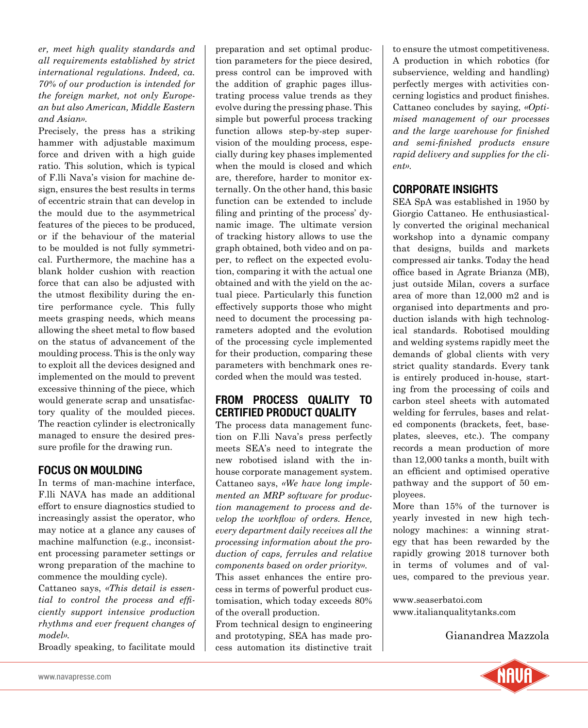*er, meet high quality standards and all requirements established by strict international regulations. Indeed, ca. 70% of our production is intended for the foreign market, not only European but also American, Middle Eastern and Asian».*

Precisely, the press has a striking hammer with adjustable maximum force and driven with a high guide ratio. This solution, which is typical of F.lli Nava's vision for machine design, ensures the best results in terms of eccentric strain that can develop in the mould due to the asymmetrical features of the pieces to be produced, or if the behaviour of the material to be moulded is not fully symmetrical. Furthermore, the machine has a blank holder cushion with reaction force that can also be adjusted with the utmost flexibility during the entire performance cycle. This fully meets grasping needs, which means allowing the sheet metal to flow based on the status of advancement of the moulding process. This is the only way to exploit all the devices designed and implemented on the mould to prevent excessive thinning of the piece, which would generate scrap and unsatisfactory quality of the moulded pieces. The reaction cylinder is electronically managed to ensure the desired pressure profile for the drawing run.

## FOCUS ON MOULDING

In terms of man-machine interface, F.lli NAVA has made an additional effort to ensure diagnostics studied to increasingly assist the operator, who may notice at a glance any causes of machine malfunction (e.g., inconsistent processing parameter settings or wrong preparation of the machine to commence the moulding cycle).

Cattaneo says, *«This detail is essential to control the process and efficiently support intensive production rhythms and ever frequent changes of model».*

Broadly speaking, to facilitate mould preparation and set optimal production parameters for the piece desired, press control can be improved with the addition of graphic pages illustrating process value trends as they evolve during the pressing phase. This simple but powerful process tracking function allows step-by-step supervision of the moulding process, especially during key phases implemented when the mould is closed and which are, therefore, harder to monitor externally. On the other hand, this basic function can be extended to include filing and printing of the process' dynamic image. The ultimate version of tracking history allows to use the graph obtained, both video and on paper, to reflect on the expected evolution, comparing it with the actual one obtained and with the yield on the actual piece. Particularly this function effectively supports those who might need to document the processing parameters adopted and the evolution of the processing cycle implemented for their production, comparing these parameters with benchmark ones recorded when the mould was tested.

## FROM PROCESS QUALITY TO CERTIFIED PRODUCT QUALITY

The process data management function on F.lli Nava's press perfectly meets SEA's need to integrate the new robotised island with the in-house corporate management system. Cattaneo says, *«We have long implemented an MRP software for production management to process and develop the workflow of orders. Hence, every department daily receives all the processing information about the production of caps, ferrules and relative components based on order priority».*

This asset enhances the entire process in terms of powerful product customisation, which today exceeds 80% of the overall production.

From technical design to engineering and prototyping, SEA has made process automation its distinctive trait to ensure the utmost competitiveness. A production in which robotics (for subservience, welding and handling) perfectly merges with activities concerning logistics and product finishes. Cattaneo concludes by saying, *«Optimised management of our processes and the large warehouse for finished and semi-finished products ensure rapid delivery and supplies for the client».*

## CORPORATE INSIGHTS

SEA SpA was established in 1950 by Giorgio Cattaneo. He enthusiastically converted the original mechanical workshop into a dynamic company that designs, builds and markets compressed air tanks. Today the head office based in Agrate Brianza (MB), just outside Milan, covers a surface area of more than 12,000 m2 and is organised into departments and production islands with high technological standards. Robotised moulding and welding systems rapidly meet the demands of global clients with very strict quality standards. Every tank is entirely produced in-house, starting from the processing of coils and carbon steel sheets with automated welding for ferrules, bases and related components (brackets, feet, baseplates, sleeves, etc.). The company records a mean production of more than 12,000 tanks a month, built with an efficient and optimised operative pathway and the support of 50 employees.

More than 15% of the turnover is yearly invested in new high technology machines: a winning strategy that has been rewarded by the rapidly growing 2018 turnover both in terms of volumes and of values, compared to the previous year.

www.seaserbatoi.com
www.italianqualitytanks.com

Gianandrea Mazzola